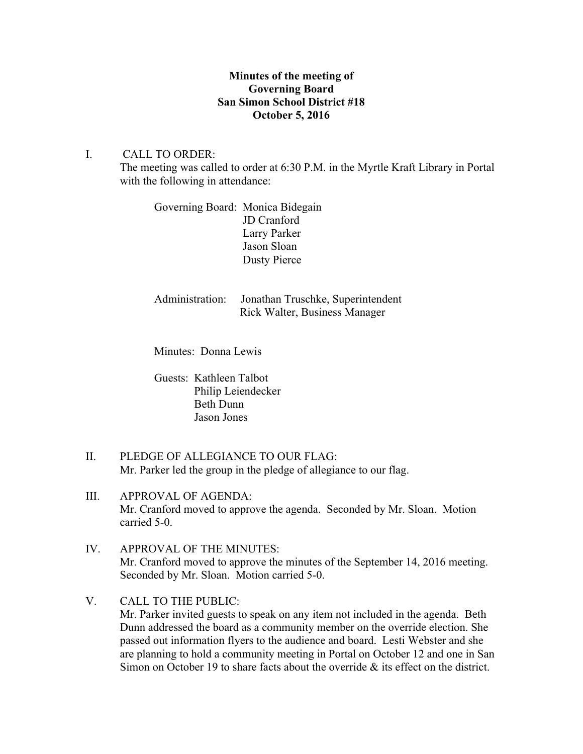**Minutes of the meeting of**
**Governing Board**
**San Simon School District #18**
**October 5, 2016**

I. CALL TO ORDER:
The meeting was called to order at 6:30 P.M. in the Myrtle Kraft Library in Portal with the following in attendance:

Governing Board: Monica Bidegain
JD Cranford
Larry Parker
Jason Sloan
Dusty Pierce

Administration: Jonathan Truschke, Superintendent
Rick Walter, Business Manager

Minutes: Donna Lewis

Guests: Kathleen Talbot
Philip Leiendecker
Beth Dunn
Jason Jones

II. PLEDGE OF ALLEGIANCE TO OUR FLAG:
Mr. Parker led the group in the pledge of allegiance to our flag.

III. APPROVAL OF AGENDA:
Mr. Cranford moved to approve the agenda. Seconded by Mr. Sloan. Motion carried 5-0.

IV. APPROVAL OF THE MINUTES:
Mr. Cranford moved to approve the minutes of the September 14, 2016 meeting. Seconded by Mr. Sloan. Motion carried 5-0.

V. CALL TO THE PUBLIC:
Mr. Parker invited guests to speak on any item not included in the agenda. Beth Dunn addressed the board as a community member on the override election. She passed out information flyers to the audience and board. Lesti Webster and she are planning to hold a community meeting in Portal on October 12 and one in San Simon on October 19 to share facts about the override & its effect on the district.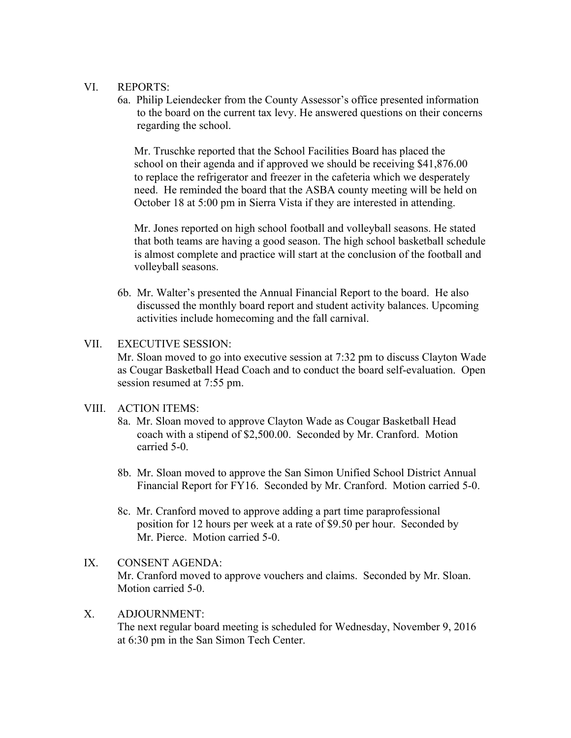VI. REPORTS:

6a. Philip Leiendecker from the County Assessor's office presented information to the board on the current tax levy. He answered questions on their concerns regarding the school.

Mr. Truschke reported that the School Facilities Board has placed the school on their agenda and if approved we should be receiving $41,876.00 to replace the refrigerator and freezer in the cafeteria which we desperately need. He reminded the board that the ASBA county meeting will be held on October 18 at 5:00 pm in Sierra Vista if they are interested in attending.

Mr. Jones reported on high school football and volleyball seasons. He stated that both teams are having a good season. The high school basketball schedule is almost complete and practice will start at the conclusion of the football and volleyball seasons.

6b. Mr. Walter's presented the Annual Financial Report to the board. He also discussed the monthly board report and student activity balances. Upcoming activities include homecoming and the fall carnival.

VII. EXECUTIVE SESSION:

Mr. Sloan moved to go into executive session at 7:32 pm to discuss Clayton Wade as Cougar Basketball Head Coach and to conduct the board self-evaluation. Open session resumed at 7:55 pm.

VIII. ACTION ITEMS:

8a. Mr. Sloan moved to approve Clayton Wade as Cougar Basketball Head coach with a stipend of $2,500.00. Seconded by Mr. Cranford. Motion carried 5-0.

8b. Mr. Sloan moved to approve the San Simon Unified School District Annual Financial Report for FY16. Seconded by Mr. Cranford. Motion carried 5-0.

8c. Mr. Cranford moved to approve adding a part time paraprofessional position for 12 hours per week at a rate of $9.50 per hour. Seconded by Mr. Pierce. Motion carried 5-0.

IX. CONSENT AGENDA:

Mr. Cranford moved to approve vouchers and claims. Seconded by Mr. Sloan. Motion carried 5-0.

X. ADJOURNMENT:

The next regular board meeting is scheduled for Wednesday, November 9, 2016 at 6:30 pm in the San Simon Tech Center.